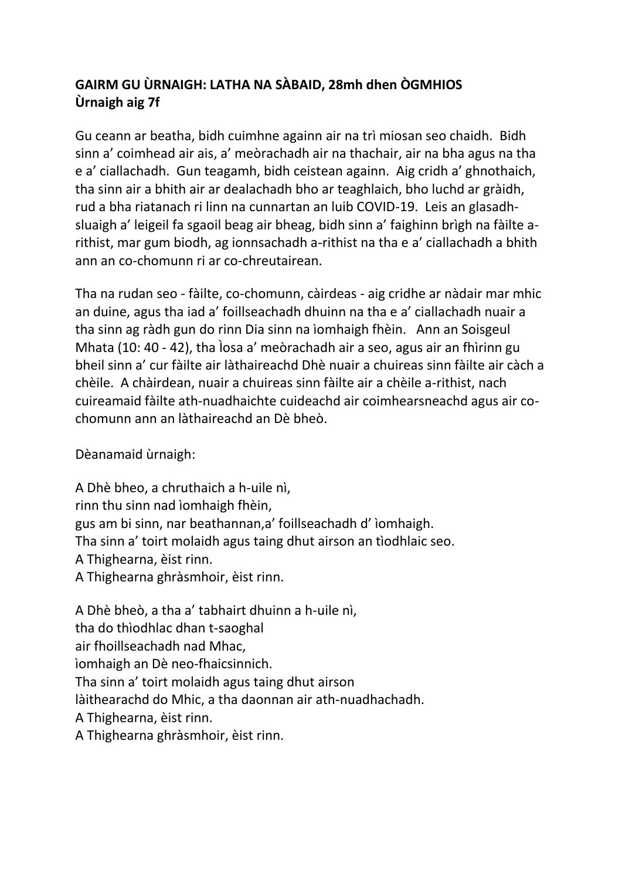**GAIRM GU ÙRNAIGH: LATHA NA SÀBAID, 28mh dhen ÒGMHIOS**
**Ùrnaigh aig 7f**

Gu ceann ar beatha, bidh cuimhne againn air na trì miosan seo chaidh. Bidh sinn a' coimhead air ais, a' meòrachadh air na thachair, air na bha agus na tha e a' ciallachadh. Gun teagamh, bidh ceistean againn. Aig cridh a' ghnothaich, tha sinn air a bhith air ar dealachadh bho ar teaghlaich, bho luchd ar gràidh, rud a bha riatanach ri linn na cunnartan an luib COVID-19. Leis an glasadh-sluaigh a' leigeil fa sgaoil beag air bheag, bidh sinn a' faighinn brìgh na fàilte a-rithist, mar gum biodh, ag ionnsachadh a-rithist na tha e a' ciallachadh a bhith ann an co-chomunn ri ar co-chreutairean.

Tha na rudan seo - fàilte, co-chomunn, càirdeas - aig cridhe ar nàdair mar mhic an duine, agus tha iad a' foillseachadh dhuinn na tha e a' ciallachadh nuair a tha sinn ag ràdh gun do rinn Dia sinn na ìomhaigh fhèin. Ann an Soisgeul Mhata (10: 40 - 42), tha Ìosa a' meòrachadh air a seo, agus air an fhìrinn gu bheil sinn a' cur fàilte air làthaireachd Dhè nuair a chuireas sinn fàilte air càch a chèile. A chàirdean, nuair a chuireas sinn fàilte air a chèile a-rithist, nach cuireamaid fàilte ath-nuadhaichte cuideachd air coimhearsneachd agus air co-chomunn ann an làthaireachd an Dè bheò.

Dèanamaid ùrnaigh:

A Dhè bheo, a chruthaich a h-uile nì,
rinn thu sinn nad ìomhaigh fhèin,
gus am bi sinn, nar beathannan,a' foillseachadh d' ìomhaigh.
Tha sinn a' toirt molaidh agus taing dhut airson an tìodhlaic seo.
A Thighearna, èist rinn.
A Thighearna ghràsmhoir, èist rinn.

A Dhè bheò, a tha a' tabhairt dhuinn a h-uile nì,
tha do thìodhlac dhan t-saoghal
air fhoillseachadh nad Mhac,
ìomhaigh an Dè neo-fhaicsinnich.
Tha sinn a' toirt molaidh agus taing dhut airson
làithearachd do Mhic, a tha daonnan air ath-nuadhachadh.
A Thighearna, èist rinn.
A Thighearna ghràsmhoir, èist rinn.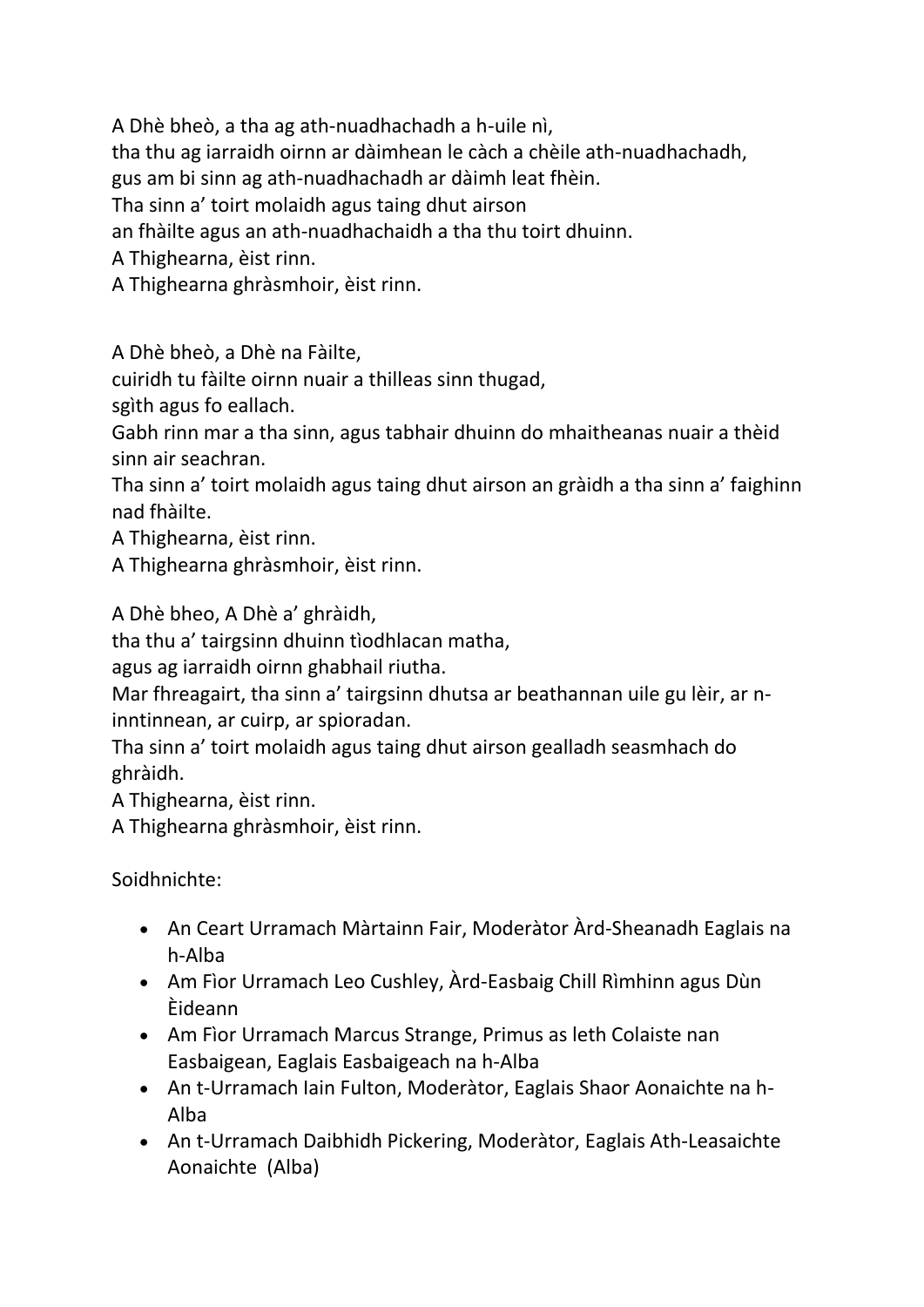A Dhè bheò, a tha ag ath-nuadhachadh a h-uile nì,
tha thu ag iarraidh oirnn ar dàimhean le càch a chèile ath-nuadhachadh,
gus am bi sinn ag ath-nuadhachadh ar dàimh leat fhèin.
Tha sinn a' toirt molaidh agus taing dhut airson
an fhàilte agus an ath-nuadhachaidh a tha thu toirt dhuinn.
A Thighearna, èist rinn.
A Thighearna ghràsmhoir, èist rinn.

A Dhè bheò, a Dhè na Fàilte,
cuiridh tu fàilte oirnn nuair a thilleas sinn thugad,
sgìth agus fo eallach.
Gabh rinn mar a tha sinn, agus tabhair dhuinn do mhaitheanas nuair a thèid sinn air seachran.
Tha sinn a' toirt molaidh agus taing dhut airson an gràidh a tha sinn a' faighinn nad fhàilte.
A Thighearna, èist rinn.
A Thighearna ghràsmhoir, èist rinn.

A Dhè bheo, A Dhè a' ghràidh,
tha thu a' tairgsinn dhuinn tìodhlacan matha,
agus ag iarraidh oirnn ghabhail riutha.
Mar fhreagairt, tha sinn a' tairgsinn dhutsa ar beathannan uile gu lèir, ar n-inntinnean, ar cuirp, ar spioradan.
Tha sinn a' toirt molaidh agus taing dhut airson gealladh seasmhach do ghràidh.
A Thighearna, èist rinn.
A Thighearna ghràsmhoir, èist rinn.

Soidhnichte:

- An Ceart Urramach Màrtainn Fair, Moderàtor Àrd-Sheanadh Eaglais na h-Alba
- Am Fìor Urramach Leo Cushley, Àrd-Easbaig Chill Rìmhinn agus Dùn Èideann
- Am Fìor Urramach Marcus Strange, Primus as leth Colaiste nan Easbaigean, Eaglais Easbaigeach na h-Alba
- An t-Urramach Iain Fulton, Moderàtor, Eaglais Shaor Aonaichte na h-Alba
- An t-Urramach Daibhidh Pickering, Moderàtor, Eaglais Ath-Leasaichte Aonaichte (Alba)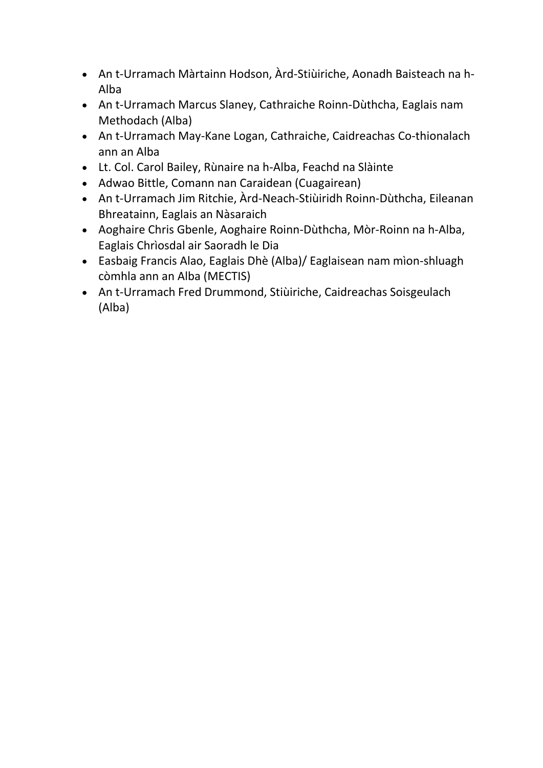- An t-Urramach Màrtainn Hodson, Àrd-Stiùiriche, Aonadh Baisteach na h-Alba
- An t-Urramach Marcus Slaney, Cathraiche Roinn-Dùthcha, Eaglais nam Methodach (Alba)
- An t-Urramach May-Kane Logan, Cathraiche, Caidreachas Co-thionalach ann an Alba
- Lt. Col. Carol Bailey, Rùnaire na h-Alba, Feachd na Slàinte
- Adwao Bittle, Comann nan Caraidean (Cuagairean)
- An t-Urramach Jim Ritchie, Àrd-Neach-Stiùiridh Roinn-Dùthcha, Eileanan Bhreatainn, Eaglais an Nàsaraich
- Aoghaire Chris Gbenle, Aoghaire Roinn-Dùthcha, Mòr-Roinn na h-Alba, Eaglais Chrìosdal air Saoradh le Dia
- Easbaig Francis Alao, Eaglais Dhè (Alba)/ Eaglaisean nam mìon-shluagh còmhla ann an Alba (MECTIS)
- An t-Urramach Fred Drummond, Stiùiriche, Caidreachas Soisgeulach (Alba)